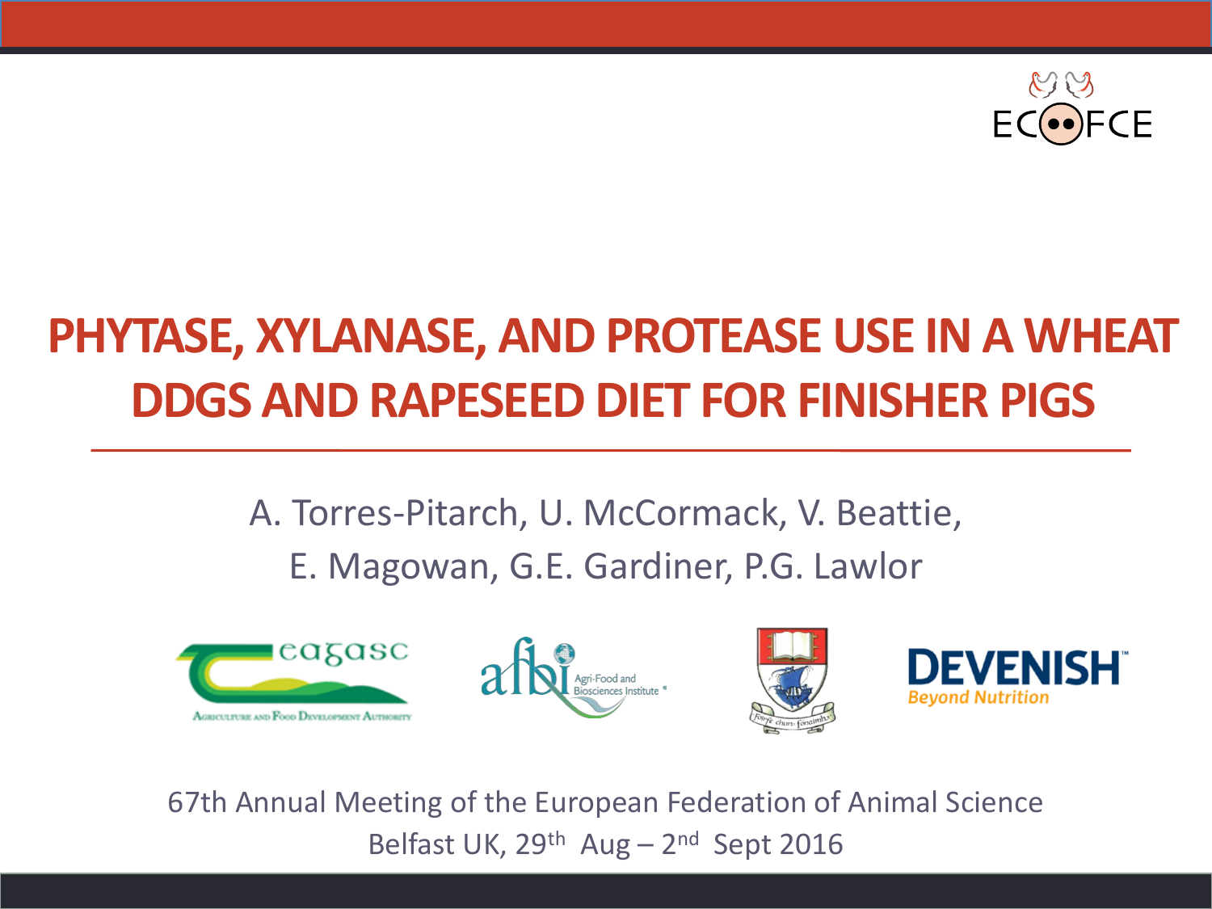# PHYTASE, XYLANASE, AND PROTEASE USE IN A WHEAT DDGS AND RAPESEED DIET FOR FINISHER PIGS

A. Torres-Pitarch, U. McCormack, V. Beattie, E. Magowan, G.E. Gardiner, P.G. Lawlor

67th Annual Meeting of the European Federation of Animal Science
Belfast UK, 29th Aug – 2nd Sept 2016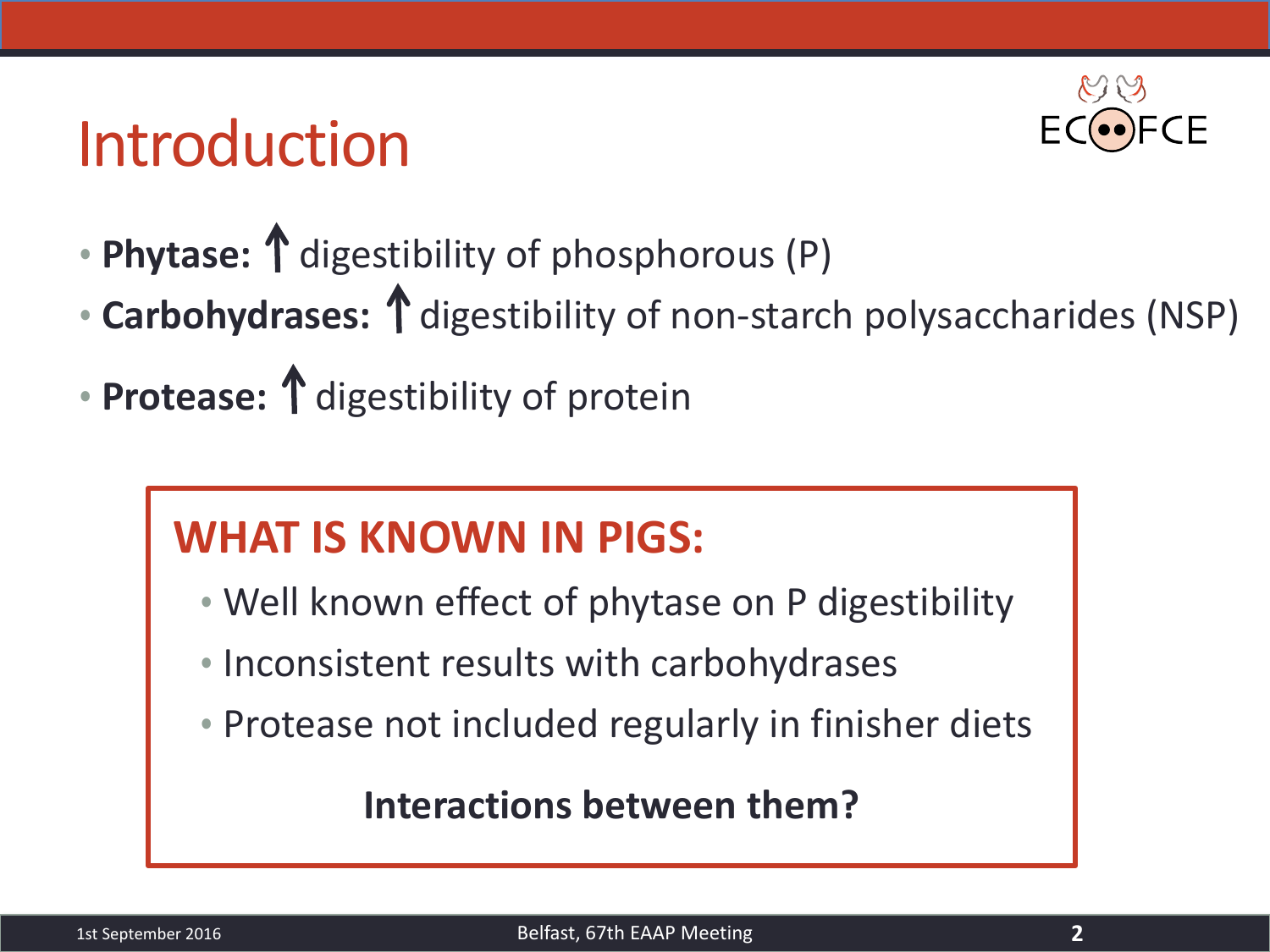# Introduction

- **Phytase:** ↑ digestibility of phosphorous (P)
- **Carbohydrases:** ↑ digestibility of non-starch polysaccharides (NSP)
- **Protease:** ↑ digestibility of protein

## WHAT IS KNOWN IN PIGS:

- Well known effect of phytase on P digestibility
- Inconsistent results with carbohydrases
- Protease not included regularly in finisher diets

**Interactions between them?**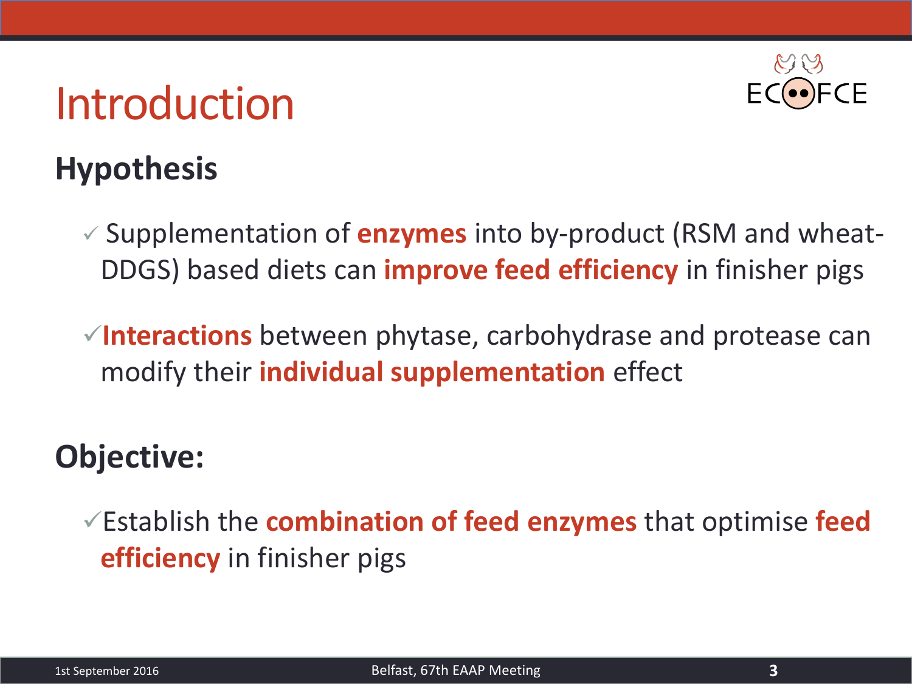# Introduction

## Hypothesis

- ✓ Supplementation of **enzymes** into by-product (RSM and wheat-DDGS) based diets can **improve feed efficiency** in finisher pigs
- ✓ **Interactions** between phytase, carbohydrase and protease can modify their **individual supplementation** effect

## Objective:

- ✓ Establish the **combination of feed enzymes** that optimise **feed efficiency** in finisher pigs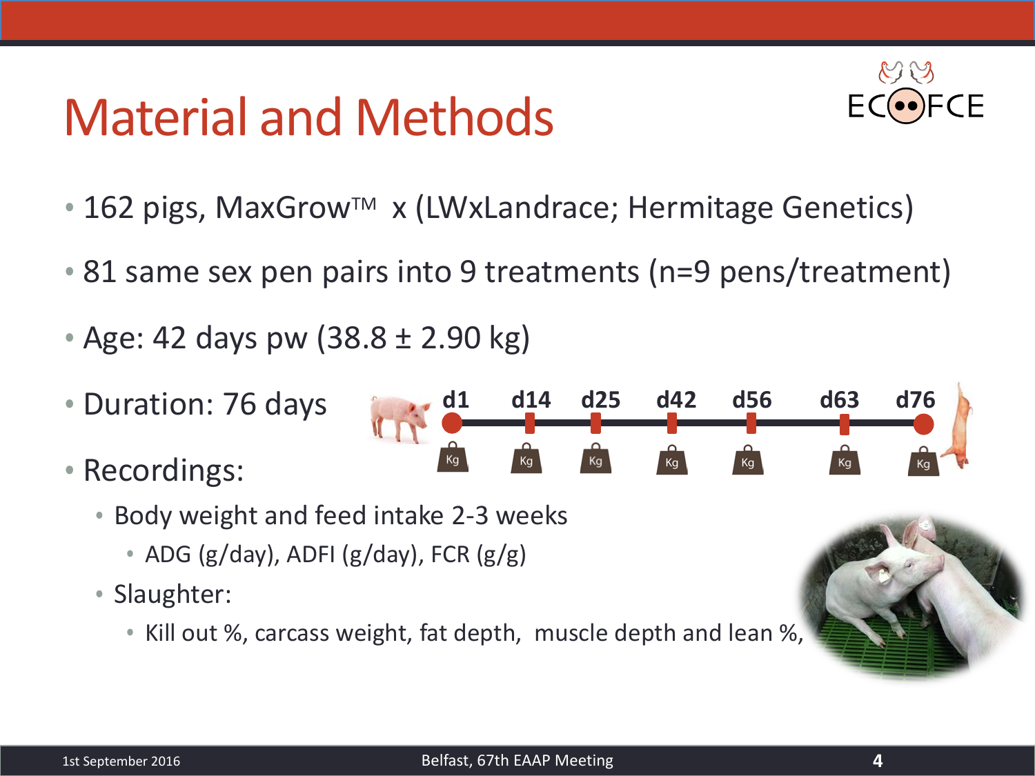# Material and Methods

- 162 pigs, MaxGrow™ x (LWxLandrace; Hermitage Genetics)
- 81 same sex pen pairs into 9 treatments (n=9 pens/treatment)
- Age: 42 days pw (38.8 ± 2.90 kg)
- Duration: 76 days

d1 — d14 — d25 — d42 — d56 — d63 — d76

- Recordings:
  - Body weight and feed intake 2-3 weeks
    - ADG (g/day), ADFI (g/day), FCR (g/g)
  - Slaughter:
    - Kill out %, carcass weight, fat depth, muscle depth and lean %,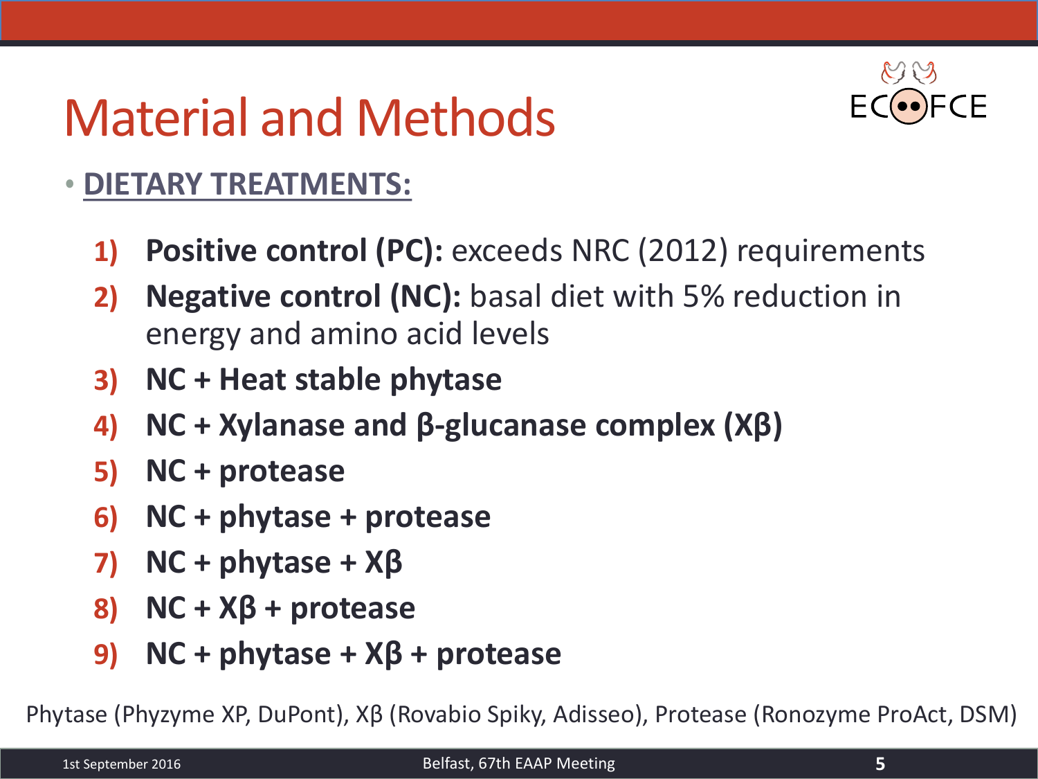# Material and Methods

- **DIETARY TREATMENTS:**

1) **Positive control (PC):** exceeds NRC (2012) requirements
2) **Negative control (NC):** basal diet with 5% reduction in energy and amino acid levels
3) **NC + Heat stable phytase**
4) **NC + Xylanase and β-glucanase complex (Xβ)**
5) **NC + protease**
6) **NC + phytase + protease**
7) **NC + phytase + Xβ**
8) **NC + Xβ + protease**
9) **NC + phytase + Xβ + protease**

Phytase (Phyzyme XP, DuPont), Xβ (Rovabio Spiky, Adisseo), Protease (Ronozyme ProAct, DSM)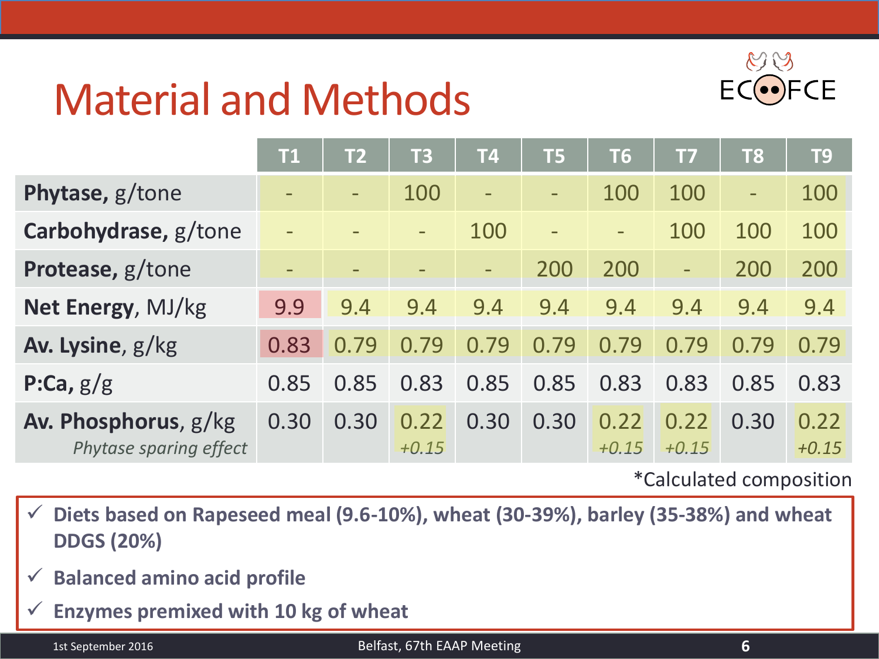# Material and Methods

| | T1 | T2 | T3 | T4 | T5 | T6 | T7 | T8 | T9 |
|---|---|---|---|---|---|---|---|---|---|
| **Phytase,** g/tone | - | - | 100 | - | - | 100 | 100 | - | 100 |
| **Carbohydrase,** g/tone | - | - | - | 100 | - | - | 100 | 100 | 100 |
| **Protease,** g/tone | - | - | - | - | 200 | 200 | - | 200 | 200 |
| **Net Energy**, MJ/kg | 9.9 | 9.4 | 9.4 | 9.4 | 9.4 | 9.4 | 9.4 | 9.4 | 9.4 |
| **Av. Lysine**, g/kg | 0.83 | 0.79 | 0.79 | 0.79 | 0.79 | 0.79 | 0.79 | 0.79 | 0.79 |
| **P:Ca,** g/g | 0.85 | 0.85 | 0.83 | 0.85 | 0.85 | 0.83 | 0.83 | 0.85 | 0.83 |
| **Av. Phosphorus**, g/kg<br>*Phytase sparing effect* | 0.30 | 0.30 | 0.22<br>*+0.15* | 0.30 | 0.30 | 0.22<br>*+0.15* | 0.22<br>*+0.15* | 0.30 | 0.22<br>*+0.15* |

*Calculated composition

- ✓ **Diets based on Rapeseed meal (9.6-10%), wheat (30-39%), barley (35-38%) and wheat DDGS (20%)**
- ✓ **Balanced amino acid profile**
- ✓ **Enzymes premixed with 10 kg of wheat**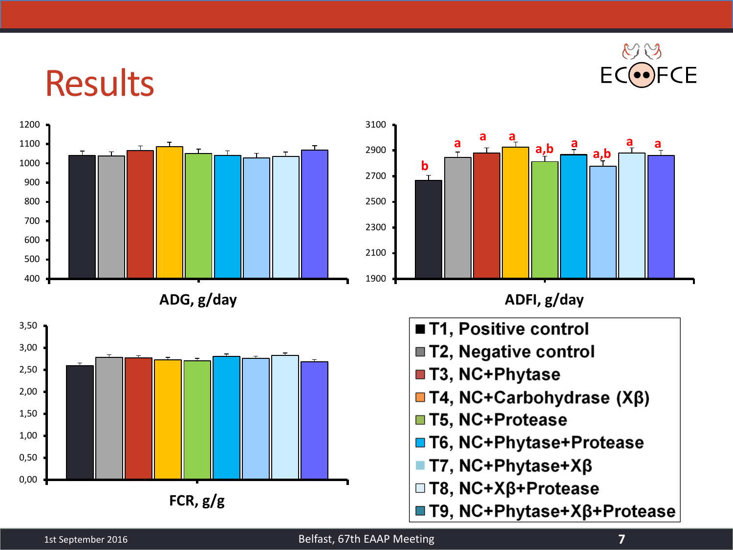# Results

ECOFCE

ADG, g/day

ADFI, g/day

| | T1 | T2 | T3 | T4 | T5 | T6 | T7 | T8 | T9 |
|---|---|---|---|---|---|---|---|---|---|
| ADFI significance | b | a | a | a | a,b | a | a,b | a | a |

FCR, g/g

- T1, Positive control
- T2, Negative control
- T3, NC+Phytase
- T4, NC+Carbohydrase (Xβ)
- T5, NC+Protease
- T6, NC+Phytase+Protease
- T7, NC+Phytase+Xβ
- T8, NC+Xβ+Protease
- T9, NC+Phytase+Xβ+Protease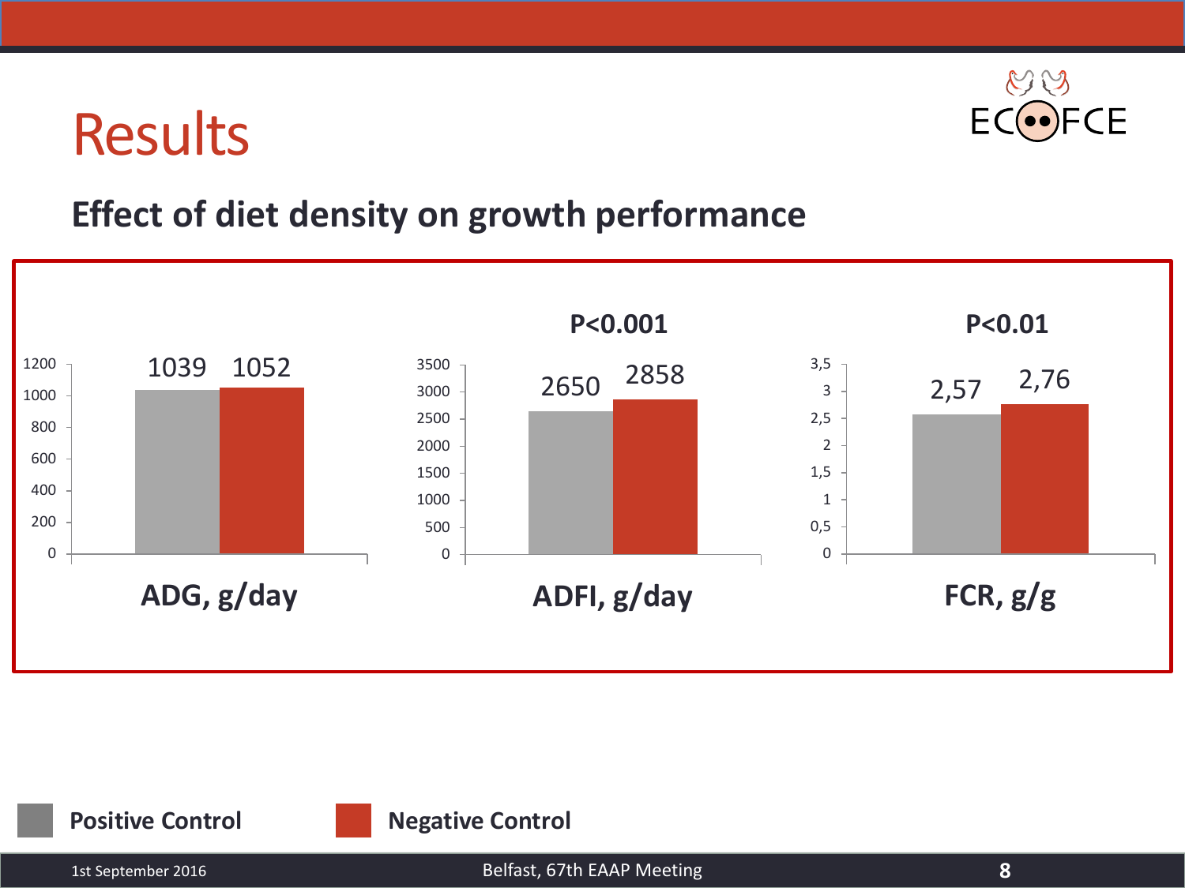# Results

## Effect of diet density on growth performance

| | ADG, g/day | ADFI, g/day | FCR, g/g |
|---|---|---|---|
| | | P<0.001 | P<0.01 |
| Positive Control | 1039 | 2650 | 2,57 |
| Negative Control | 1052 | 2858 | 2,76 |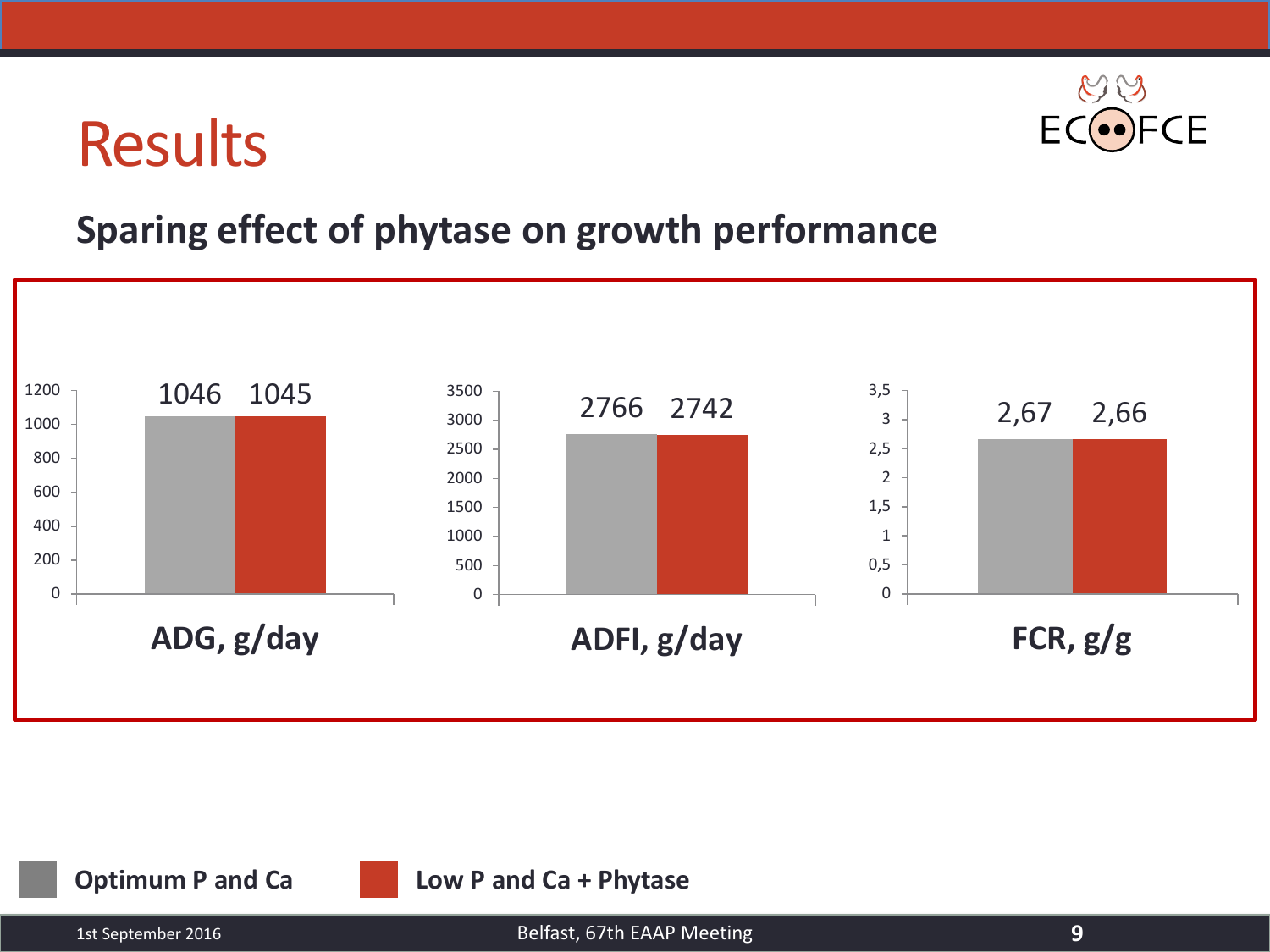# Results

## Sparing effect of phytase on growth performance

| | Optimum P and Ca | Low P and Ca + Phytase |
|---|---|---|
| ADG, g/day | 1046 | 1045 |
| ADFI, g/day | 2766 | 2742 |
| FCR, g/g | 2,67 | 2,66 |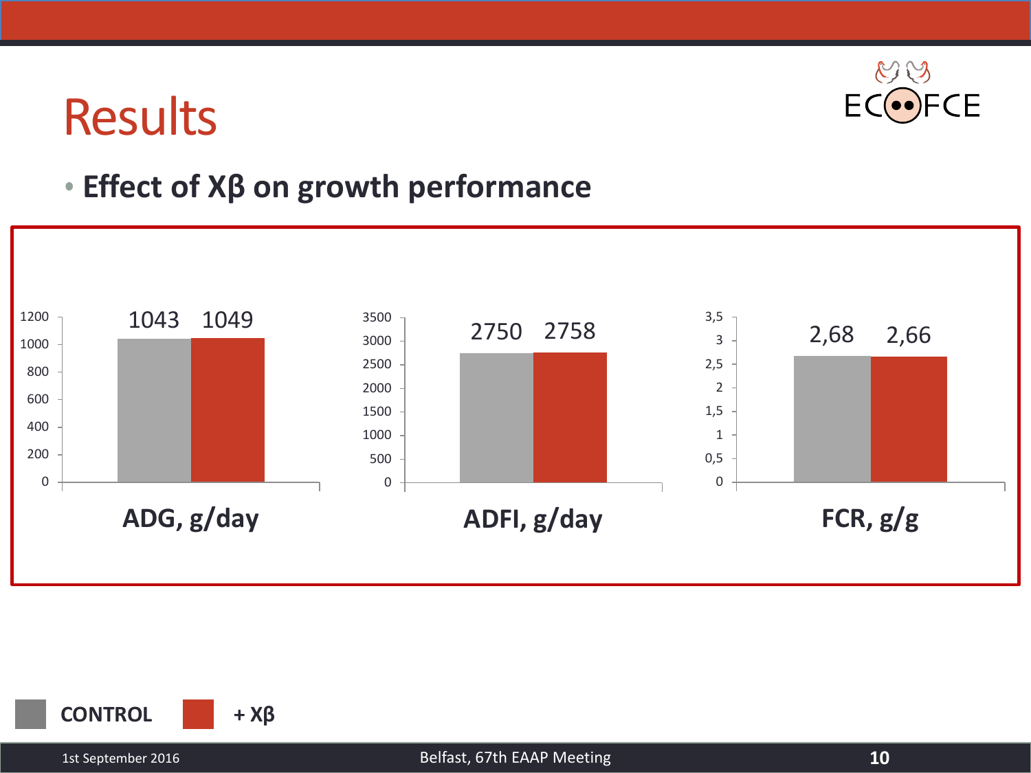# Results

- **Effect of Xβ on growth performance**

| | CONTROL | + Xβ |
|---|---|---|
| ADG, g/day | 1043 | 1049 |
| ADFI, g/day | 2750 | 2758 |
| FCR, g/g | 2,68 | 2,66 |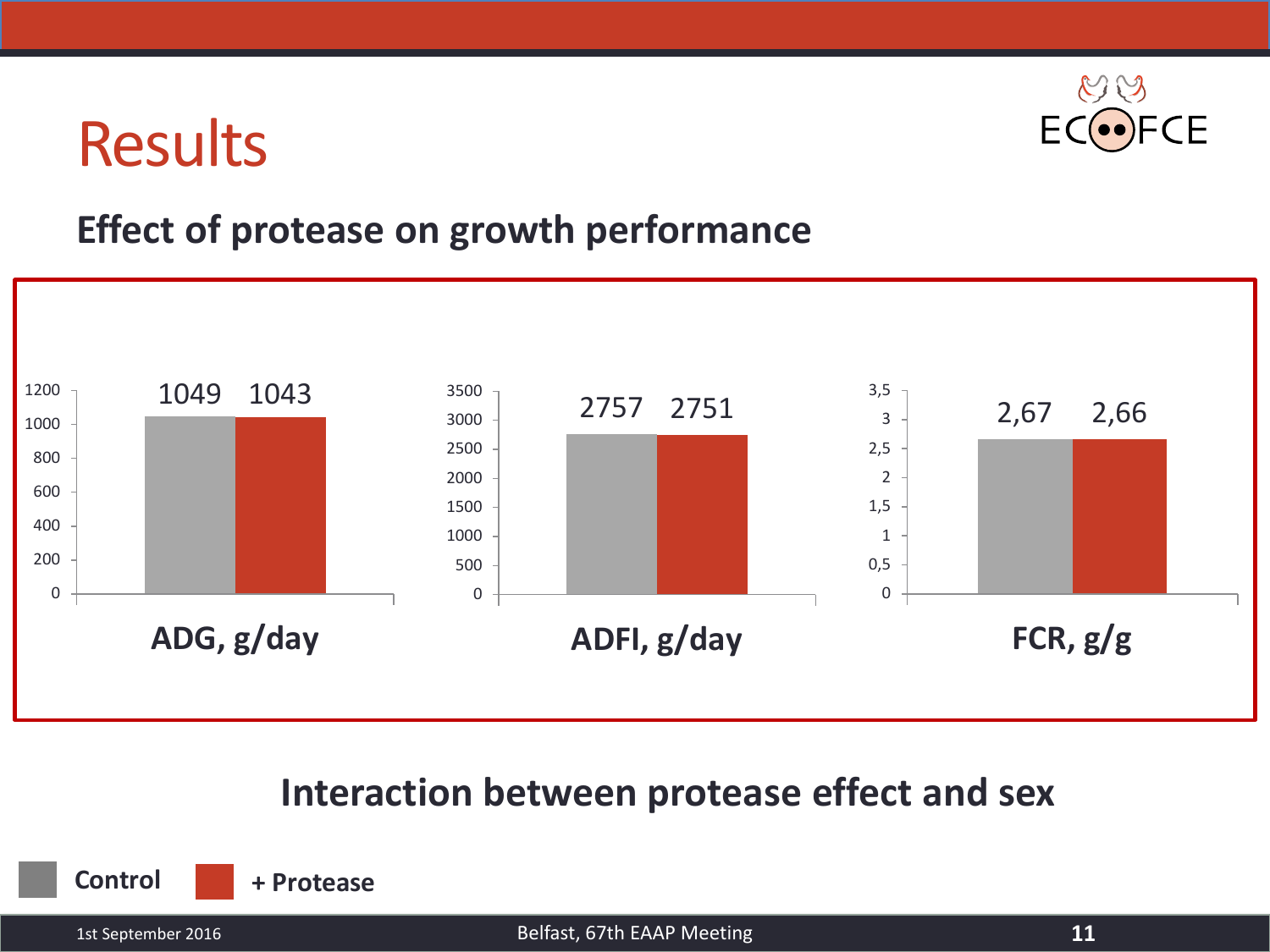# Results

## Effect of protease on growth performance

| | Control | + Protease |
|---|---|---|
| ADG, g/day | 1049 | 1043 |
| ADFI, g/day | 2757 | 2751 |
| FCR, g/g | 2,67 | 2,66 |

## Interaction between protease effect and sex

Control + Protease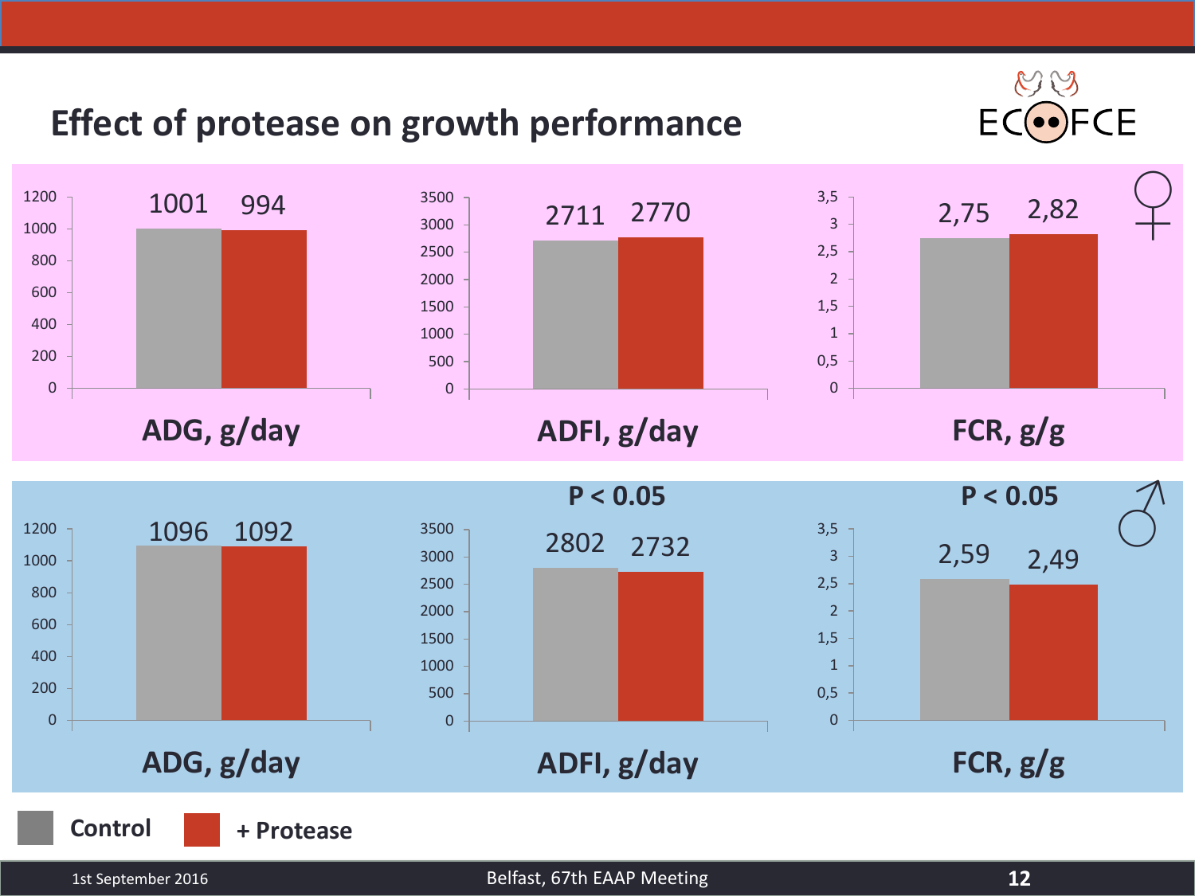# Effect of protease on growth performance

**Females (♀)**

| | Control | + Protease |
|---|---|---|
| ADG, g/day | 1001 | 994 |
| ADFI, g/day | 2711 | 2770 |
| FCR, g/g | 2,75 | 2,82 |

**Males (♂)**

| | Control | + Protease | |
|---|---|---|---|
| ADG, g/day | 1096 | 1092 | |
| ADFI, g/day | 2802 | 2732 | $P < 0.05$ |
| FCR, g/g | 2,59 | 2,49 | $P < 0.05$ |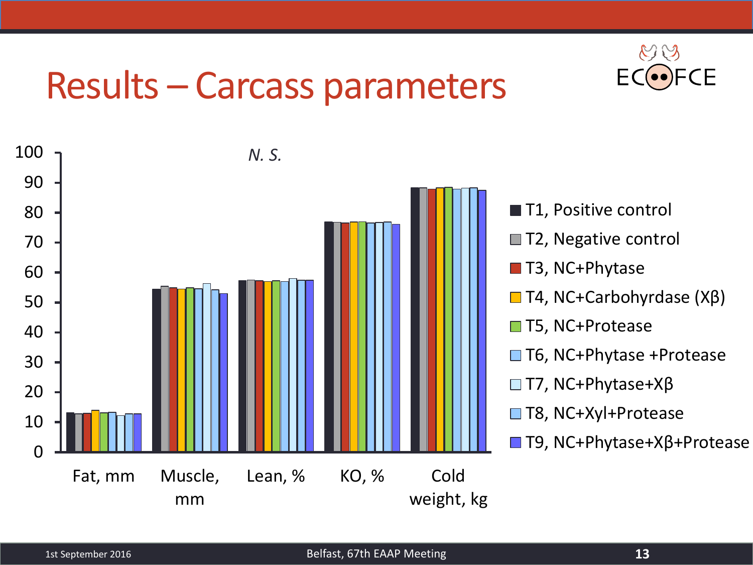# Results – Carcass parameters

*N. S.*

100
90
80
70
60
50
40
30
20
10
0

Fat, mm | Muscle, mm | Lean, % | KO, % | Cold weight, kg

- T1, Positive control
- T2, Negative control
- T3, NC+Phytase
- T4, NC+Carbohyrdase (Xβ)
- T5, NC+Protease
- T6, NC+Phytase +Protease
- T7, NC+Phytase+Xβ
- T8, NC+Xyl+Protease
- T9, NC+Phytase+Xβ+Protease

1st September 2016

Belfast, 67th EAAP Meeting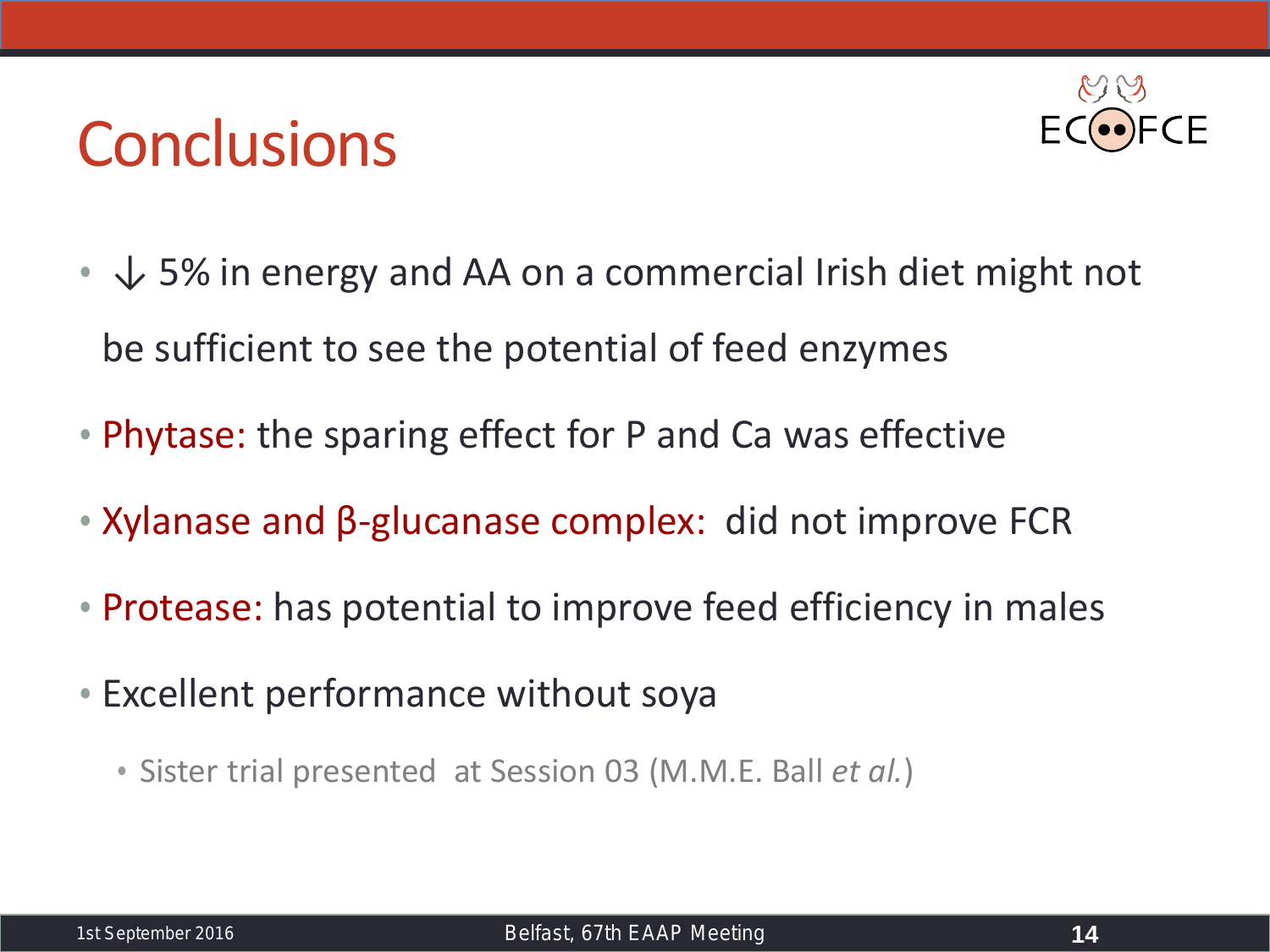# Conclusions

- ↓ 5% in energy and AA on a commercial Irish diet might not be sufficient to see the potential of feed enzymes
- Phytase: the sparing effect for P and Ca was effective
- Xylanase and β-glucanase complex: did not improve FCR
- Protease: has potential to improve feed efficiency in males
- Excellent performance without soya
  - Sister trial presented at Session 03 (M.M.E. Ball *et al.*)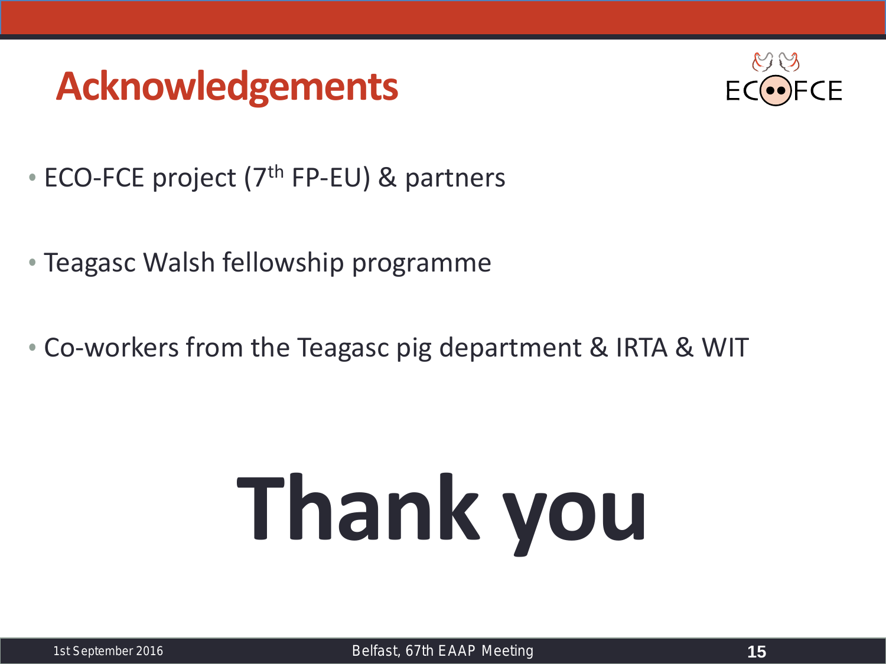# Acknowledgements

- ECO-FCE project (7th FP-EU) & partners
- Teagasc Walsh fellowship programme
- Co-workers from the Teagasc pig department & IRTA & WIT

# Thank you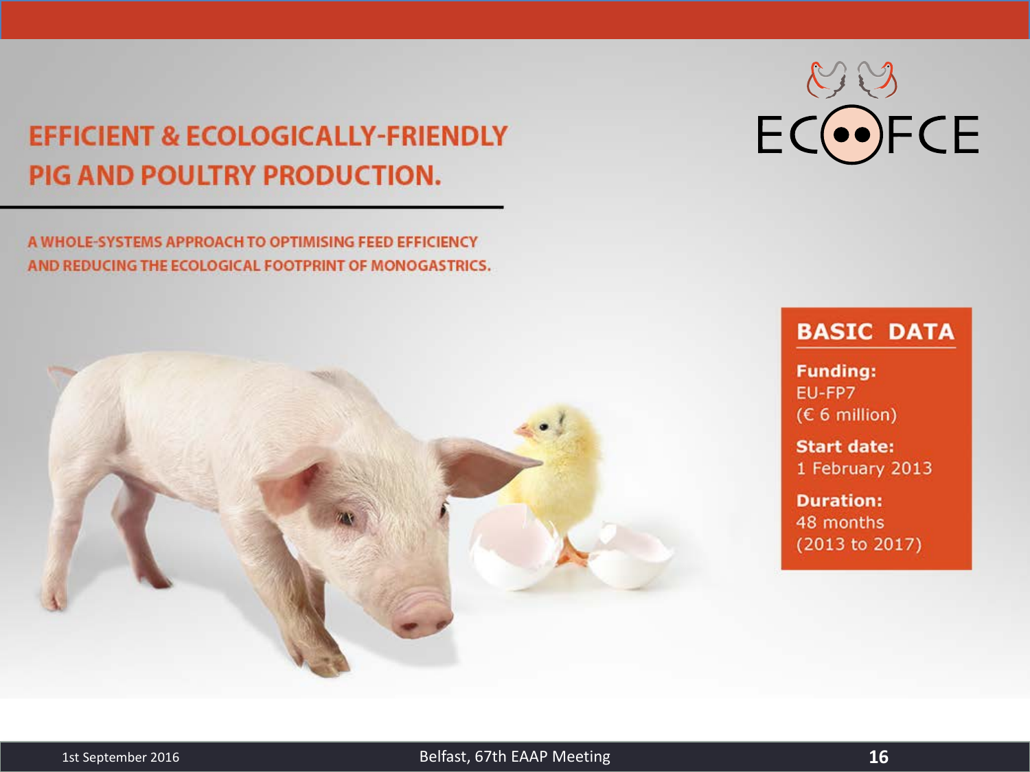# EFFICIENT & ECOLOGICALLY-FRIENDLY PIG AND POULTRY PRODUCTION.

ECOFCE

A WHOLE-SYSTEMS APPROACH TO OPTIMISING FEED EFFICIENCY AND REDUCING THE ECOLOGICAL FOOTPRINT OF MONOGASTRICS.

## BASIC DATA

**Funding:**
EU-FP7
(€ 6 million)

**Start date:**
1 February 2013

**Duration:**
48 months
(2013 to 2017)